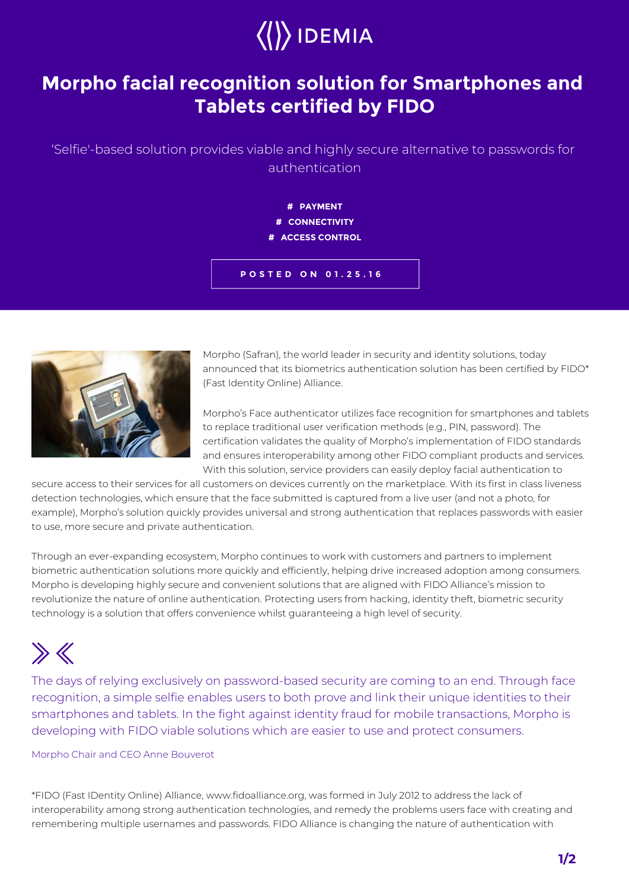IDEMIA

# Morpho facial recognition solution for Smartphones and Tablets certified by FIDO

'Selfie'-based solution provides viable and highly secure alternative to passwords for authentication

# PAYMENT
# CONNECTIVITY
# ACCESS CONTROL

POSTED ON 01.25.16

Morpho (Safran), the world leader in security and identity solutions, today announced that its biometrics authentication solution has been certified by FIDO* (Fast Identity Online) Alliance.

Morpho's Face authenticator utilizes face recognition for smartphones and tablets to replace traditional user verification methods (e.g., PIN, password). The certification validates the quality of Morpho's implementation of FIDO standards and ensures interoperability among other FIDO compliant products and services. With this solution, service providers can easily deploy facial authentication to secure access to their services for all customers on devices currently on the marketplace. With its first in class liveness detection technologies, which ensure that the face submitted is captured from a live user (and not a photo, for example), Morpho's solution quickly provides universal and strong authentication that replaces passwords with easier to use, more secure and private authentication.

Through an ever-expanding ecosystem, Morpho continues to work with customers and partners to implement biometric authentication solutions more quickly and efficiently, helping drive increased adoption among consumers. Morpho is developing highly secure and convenient solutions that are aligned with FIDO Alliance's mission to revolutionize the nature of online authentication. Protecting users from hacking, identity theft, biometric security technology is a solution that offers convenience whilst guaranteeing a high level of security.

> The days of relying exclusively on password-based security are coming to an end. Through face recognition, a simple selfie enables users to both prove and link their unique identities to their smartphones and tablets. In the fight against identity fraud for mobile transactions, Morpho is developing with FIDO viable solutions which are easier to use and protect consumers.
>
> Morpho Chair and CEO Anne Bouverot

*FIDO (Fast IDentity Online) Alliance, www.fidoalliance.org, was formed in July 2012 to address the lack of interoperability among strong authentication technologies, and remedy the problems users face with creating and remembering multiple usernames and passwords. FIDO Alliance is changing the nature of authentication with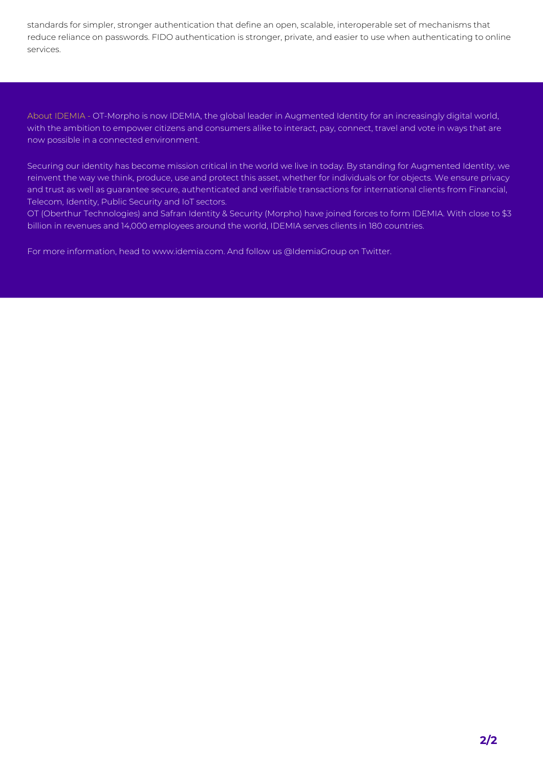standards for simpler, stronger authentication that define an open, scalable, interoperable set of mechanisms that reduce reliance on passwords. FIDO authentication is stronger, private, and easier to use when authenticating to online services.

About IDEMIA - OT-Morpho is now IDEMIA, the global leader in Augmented Identity for an increasingly digital world, with the ambition to empower citizens and consumers alike to interact, pay, connect, travel and vote in ways that are now possible in a connected environment.

Securing our identity has become mission critical in the world we live in today. By standing for Augmented Identity, we reinvent the way we think, produce, use and protect this asset, whether for individuals or for objects. We ensure privacy and trust as well as guarantee secure, authenticated and verifiable transactions for international clients from Financial, Telecom, Identity, Public Security and IoT sectors.
OT (Oberthur Technologies) and Safran Identity & Security (Morpho) have joined forces to form IDEMIA. With close to $3 billion in revenues and 14,000 employees around the world, IDEMIA serves clients in 180 countries.

For more information, head to www.idemia.com. And follow us @IdemiaGroup on Twitter.